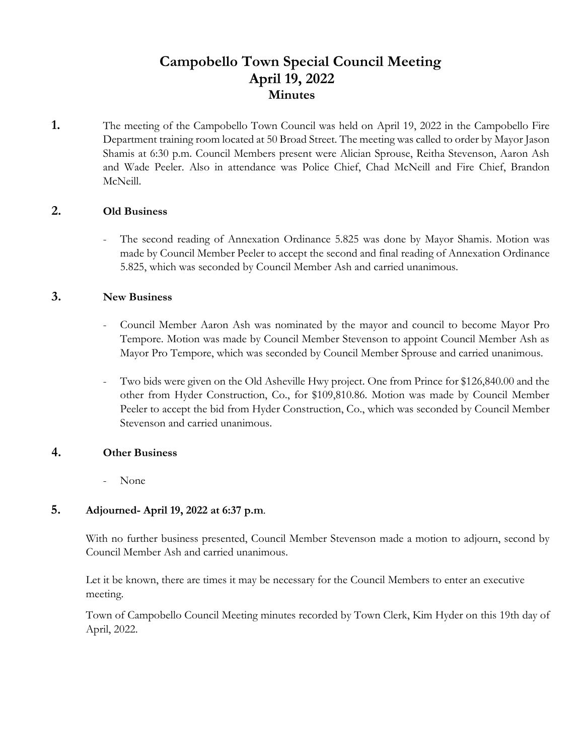# Campobello Town Special Council Meeting
## April 19, 2022
### Minutes

**1.** The meeting of the Campobello Town Council was held on April 19, 2022 in the Campobello Fire Department training room located at 50 Broad Street. The meeting was called to order by Mayor Jason Shamis at 6:30 p.m. Council Members present were Alician Sprouse, Reitha Stevenson, Aaron Ash and Wade Peeler. Also in attendance was Police Chief, Chad McNeill and Fire Chief, Brandon McNeill.

**2. Old Business**

- The second reading of Annexation Ordinance 5.825 was done by Mayor Shamis. Motion was made by Council Member Peeler to accept the second and final reading of Annexation Ordinance 5.825, which was seconded by Council Member Ash and carried unanimous.

**3. New Business**

- Council Member Aaron Ash was nominated by the mayor and council to become Mayor Pro Tempore. Motion was made by Council Member Stevenson to appoint Council Member Ash as Mayor Pro Tempore, which was seconded by Council Member Sprouse and carried unanimous.

- Two bids were given on the Old Asheville Hwy project. One from Prince for $126,840.00 and the other from Hyder Construction, Co., for $109,810.86. Motion was made by Council Member Peeler to accept the bid from Hyder Construction, Co., which was seconded by Council Member Stevenson and carried unanimous.

**4. Other Business**

- None

**5. Adjourned- April 19, 2022 at 6:37 p.m.**

With no further business presented, Council Member Stevenson made a motion to adjourn, second by Council Member Ash and carried unanimous.

Let it be known, there are times it may be necessary for the Council Members to enter an executive meeting.

Town of Campobello Council Meeting minutes recorded by Town Clerk, Kim Hyder on this 19th day of April, 2022.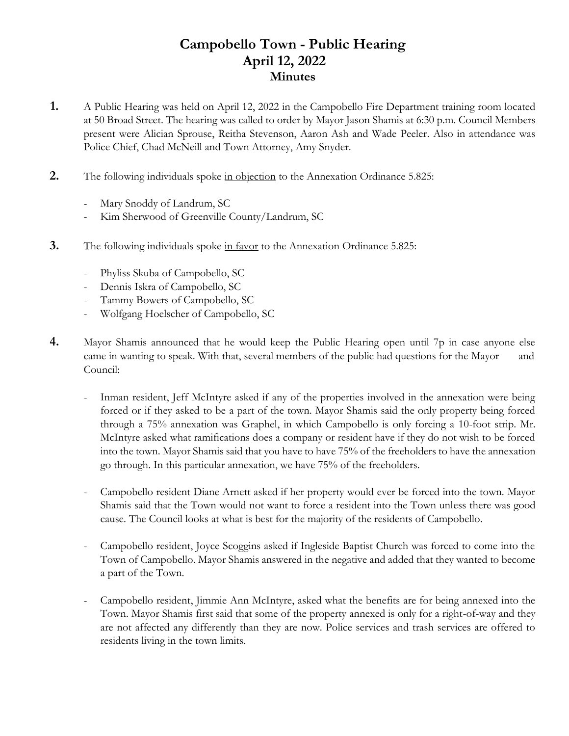# Campobello Town - Public Hearing
## April 12, 2022
### Minutes

**1.** A Public Hearing was held on April 12, 2022 in the Campobello Fire Department training room located at 50 Broad Street. The hearing was called to order by Mayor Jason Shamis at 6:30 p.m. Council Members present were Alician Sprouse, Reitha Stevenson, Aaron Ash and Wade Peeler. Also in attendance was Police Chief, Chad McNeill and Town Attorney, Amy Snyder.

**2.** The following individuals spoke <u>in objection</u> to the Annexation Ordinance 5.825:

- Mary Snoddy of Landrum, SC
- Kim Sherwood of Greenville County/Landrum, SC

**3.** The following individuals spoke <u>in favor</u> to the Annexation Ordinance 5.825:

- Phyliss Skuba of Campobello, SC
- Dennis Iskra of Campobello, SC
- Tammy Bowers of Campobello, SC
- Wolfgang Hoelscher of Campobello, SC

**4.** Mayor Shamis announced that he would keep the Public Hearing open until 7p in case anyone else came in wanting to speak. With that, several members of the public had questions for the Mayor and Council:

- Inman resident, Jeff McIntyre asked if any of the properties involved in the annexation were being forced or if they asked to be a part of the town. Mayor Shamis said the only property being forced through a 75% annexation was Graphel, in which Campobello is only forcing a 10-foot strip. Mr. McIntyre asked what ramifications does a company or resident have if they do not wish to be forced into the town. Mayor Shamis said that you have to have 75% of the freeholders to have the annexation go through. In this particular annexation, we have 75% of the freeholders.

- Campobello resident Diane Arnett asked if her property would ever be forced into the town. Mayor Shamis said that the Town would not want to force a resident into the Town unless there was good cause. The Council looks at what is best for the majority of the residents of Campobello.

- Campobello resident, Joyce Scoggins asked if Ingleside Baptist Church was forced to come into the Town of Campobello. Mayor Shamis answered in the negative and added that they wanted to become a part of the Town.

- Campobello resident, Jimmie Ann McIntyre, asked what the benefits are for being annexed into the Town. Mayor Shamis first said that some of the property annexed is only for a right-of-way and they are not affected any differently than they are now. Police services and trash services are offered to residents living in the town limits.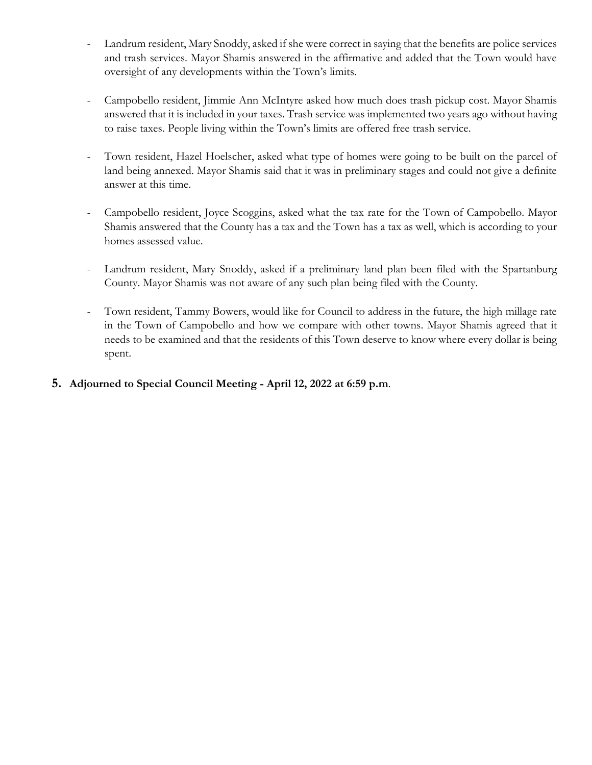- Landrum resident, Mary Snoddy, asked if she were correct in saying that the benefits are police services and trash services. Mayor Shamis answered in the affirmative and added that the Town would have oversight of any developments within the Town's limits.

- Campobello resident, Jimmie Ann McIntyre asked how much does trash pickup cost. Mayor Shamis answered that it is included in your taxes. Trash service was implemented two years ago without having to raise taxes. People living within the Town's limits are offered free trash service.

- Town resident, Hazel Hoelscher, asked what type of homes were going to be built on the parcel of land being annexed. Mayor Shamis said that it was in preliminary stages and could not give a definite answer at this time.

- Campobello resident, Joyce Scoggins, asked what the tax rate for the Town of Campobello. Mayor Shamis answered that the County has a tax and the Town has a tax as well, which is according to your homes assessed value.

- Landrum resident, Mary Snoddy, asked if a preliminary land plan been filed with the Spartanburg County. Mayor Shamis was not aware of any such plan being filed with the County.

- Town resident, Tammy Bowers, would like for Council to address in the future, the high millage rate in the Town of Campobello and how we compare with other towns. Mayor Shamis agreed that it needs to be examined and that the residents of this Town deserve to know where every dollar is being spent.

**5. Adjourned to Special Council Meeting - April 12, 2022 at 6:59 p.m**.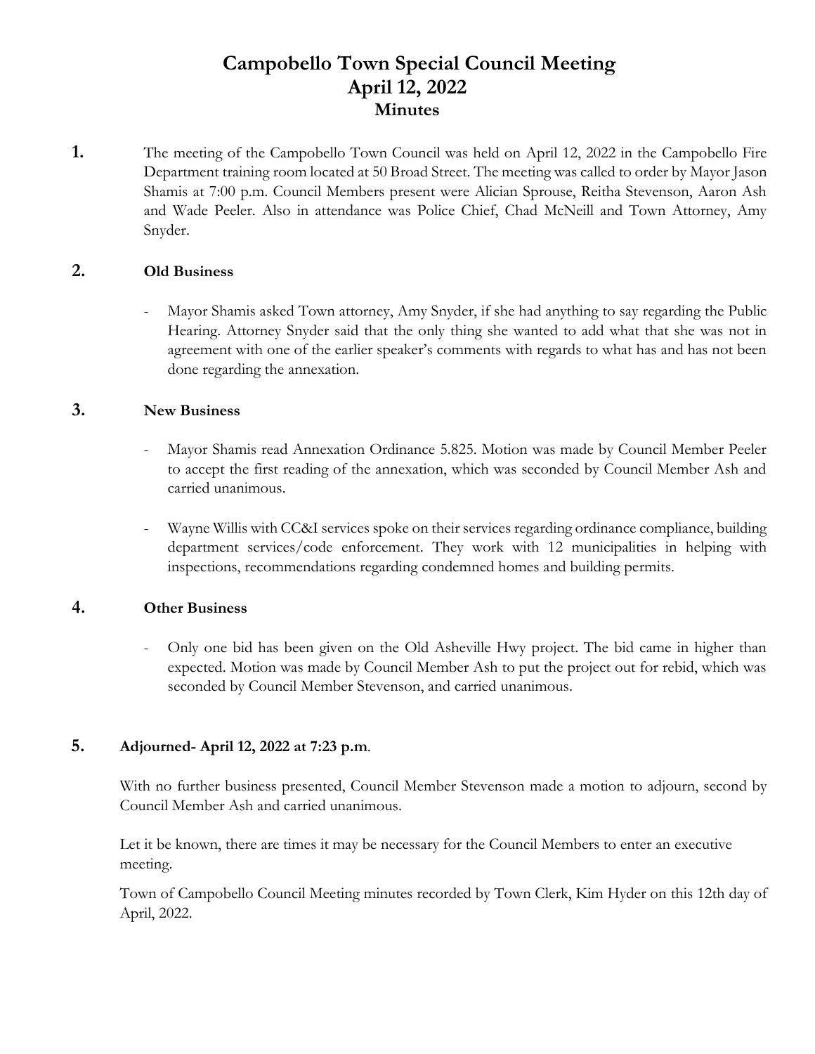# Campobello Town Special Council Meeting
# April 12, 2022
## Minutes

**1.** The meeting of the Campobello Town Council was held on April 12, 2022 in the Campobello Fire Department training room located at 50 Broad Street. The meeting was called to order by Mayor Jason Shamis at 7:00 p.m. Council Members present were Alician Sprouse, Reitha Stevenson, Aaron Ash and Wade Peeler. Also in attendance was Police Chief, Chad McNeill and Town Attorney, Amy Snyder.

**2. Old Business**

- Mayor Shamis asked Town attorney, Amy Snyder, if she had anything to say regarding the Public Hearing. Attorney Snyder said that the only thing she wanted to add what that she was not in agreement with one of the earlier speaker's comments with regards to what has and has not been done regarding the annexation.

**3. New Business**

- Mayor Shamis read Annexation Ordinance 5.825. Motion was made by Council Member Peeler to accept the first reading of the annexation, which was seconded by Council Member Ash and carried unanimous.
- Wayne Willis with CC&I services spoke on their services regarding ordinance compliance, building department services/code enforcement. They work with 12 municipalities in helping with inspections, recommendations regarding condemned homes and building permits.

**4. Other Business**

- Only one bid has been given on the Old Asheville Hwy project. The bid came in higher than expected. Motion was made by Council Member Ash to put the project out for rebid, which was seconded by Council Member Stevenson, and carried unanimous.

**5. Adjourned- April 12, 2022 at 7:23 p.m.**

With no further business presented, Council Member Stevenson made a motion to adjourn, second by Council Member Ash and carried unanimous.

Let it be known, there are times it may be necessary for the Council Members to enter an executive meeting.

Town of Campobello Council Meeting minutes recorded by Town Clerk, Kim Hyder on this 12th day of April, 2022.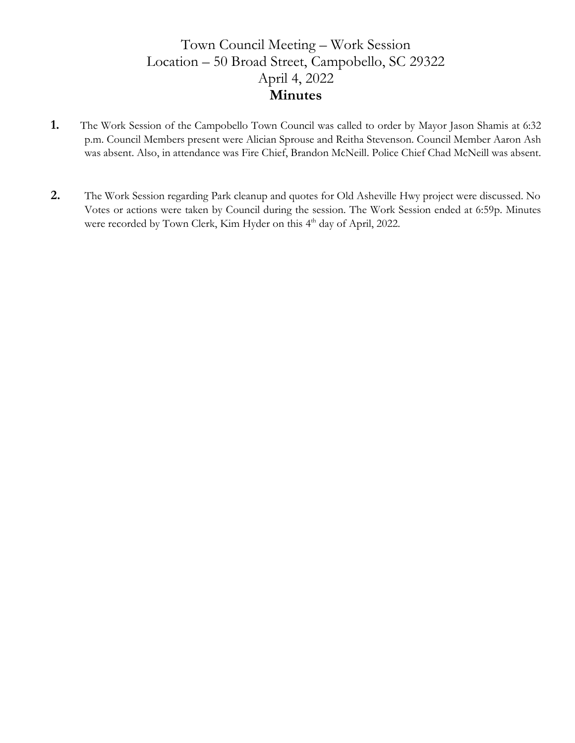# Town Council Meeting – Work Session
# Location – 50 Broad Street, Campobello, SC 29322
# April 4, 2022
# **Minutes**

**1.** The Work Session of the Campobello Town Council was called to order by Mayor Jason Shamis at 6:32 p.m. Council Members present were Alician Sprouse and Reitha Stevenson. Council Member Aaron Ash was absent. Also, in attendance was Fire Chief, Brandon McNeill. Police Chief Chad McNeill was absent.

**2.** The Work Session regarding Park cleanup and quotes for Old Asheville Hwy project were discussed. No Votes or actions were taken by Council during the session. The Work Session ended at 6:59p. Minutes were recorded by Town Clerk, Kim Hyder on this 4th day of April, 2022.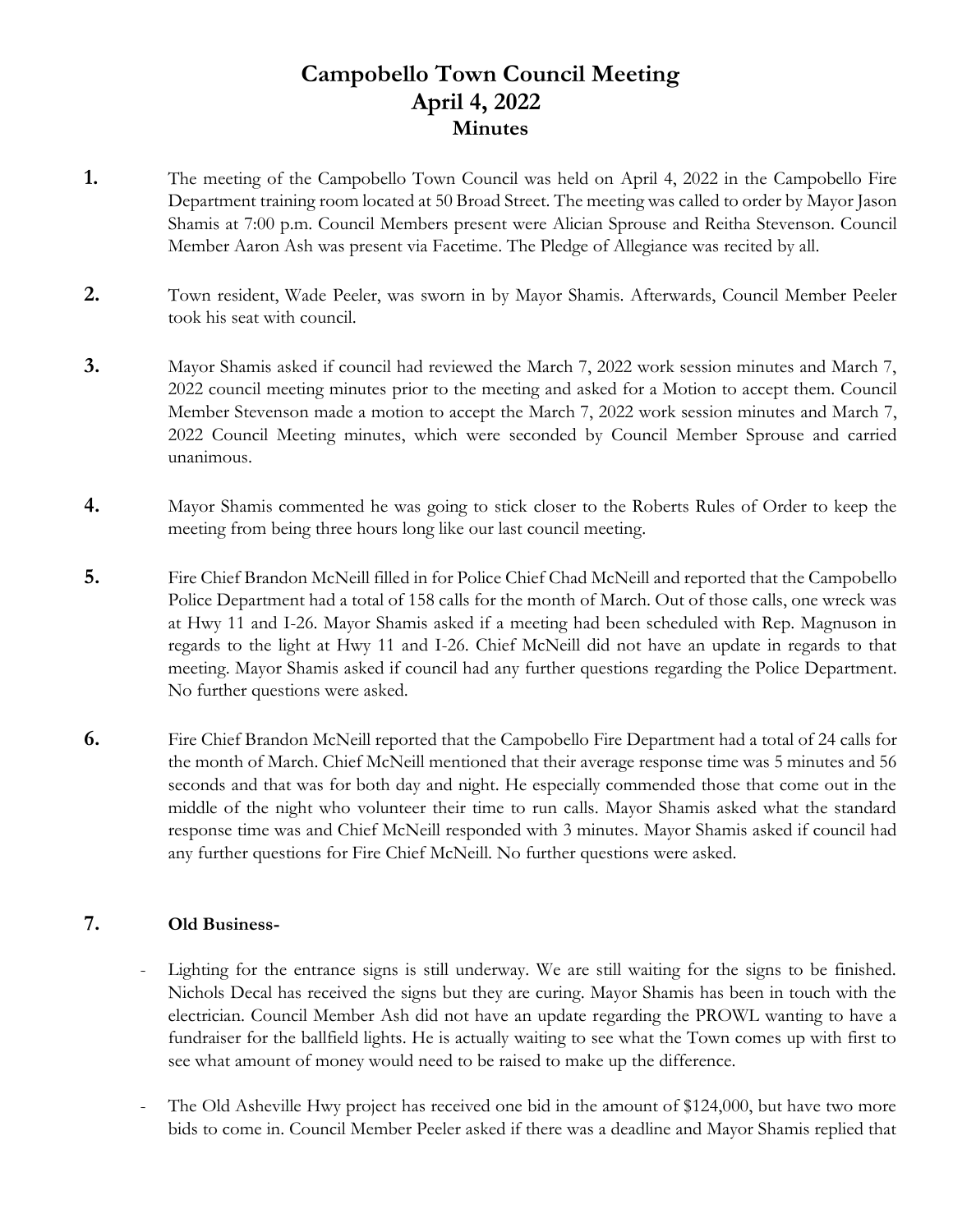# Campobello Town Council Meeting
## April 4, 2022
### Minutes

**1.** The meeting of the Campobello Town Council was held on April 4, 2022 in the Campobello Fire Department training room located at 50 Broad Street. The meeting was called to order by Mayor Jason Shamis at 7:00 p.m. Council Members present were Alician Sprouse and Reitha Stevenson. Council Member Aaron Ash was present via Facetime. The Pledge of Allegiance was recited by all.

**2.** Town resident, Wade Peeler, was sworn in by Mayor Shamis. Afterwards, Council Member Peeler took his seat with council.

**3.** Mayor Shamis asked if council had reviewed the March 7, 2022 work session minutes and March 7, 2022 council meeting minutes prior to the meeting and asked for a Motion to accept them. Council Member Stevenson made a motion to accept the March 7, 2022 work session minutes and March 7, 2022 Council Meeting minutes, which were seconded by Council Member Sprouse and carried unanimous.

**4.** Mayor Shamis commented he was going to stick closer to the Roberts Rules of Order to keep the meeting from being three hours long like our last council meeting.

**5.** Fire Chief Brandon McNeill filled in for Police Chief Chad McNeill and reported that the Campobello Police Department had a total of 158 calls for the month of March. Out of those calls, one wreck was at Hwy 11 and I-26. Mayor Shamis asked if a meeting had been scheduled with Rep. Magnuson in regards to the light at Hwy 11 and I-26. Chief McNeill did not have an update in regards to that meeting. Mayor Shamis asked if council had any further questions regarding the Police Department. No further questions were asked.

**6.** Fire Chief Brandon McNeill reported that the Campobello Fire Department had a total of 24 calls for the month of March. Chief McNeill mentioned that their average response time was 5 minutes and 56 seconds and that was for both day and night. He especially commended those that come out in the middle of the night who volunteer their time to run calls. Mayor Shamis asked what the standard response time was and Chief McNeill responded with 3 minutes. Mayor Shamis asked if council had any further questions for Fire Chief McNeill. No further questions were asked.

**7.** **Old Business-**

- Lighting for the entrance signs is still underway. We are still waiting for the signs to be finished. Nichols Decal has received the signs but they are curing. Mayor Shamis has been in touch with the electrician. Council Member Ash did not have an update regarding the PROWL wanting to have a fundraiser for the ballfield lights. He is actually waiting to see what the Town comes up with first to see what amount of money would need to be raised to make up the difference.

- The Old Asheville Hwy project has received one bid in the amount of $124,000, but have two more bids to come in. Council Member Peeler asked if there was a deadline and Mayor Shamis replied that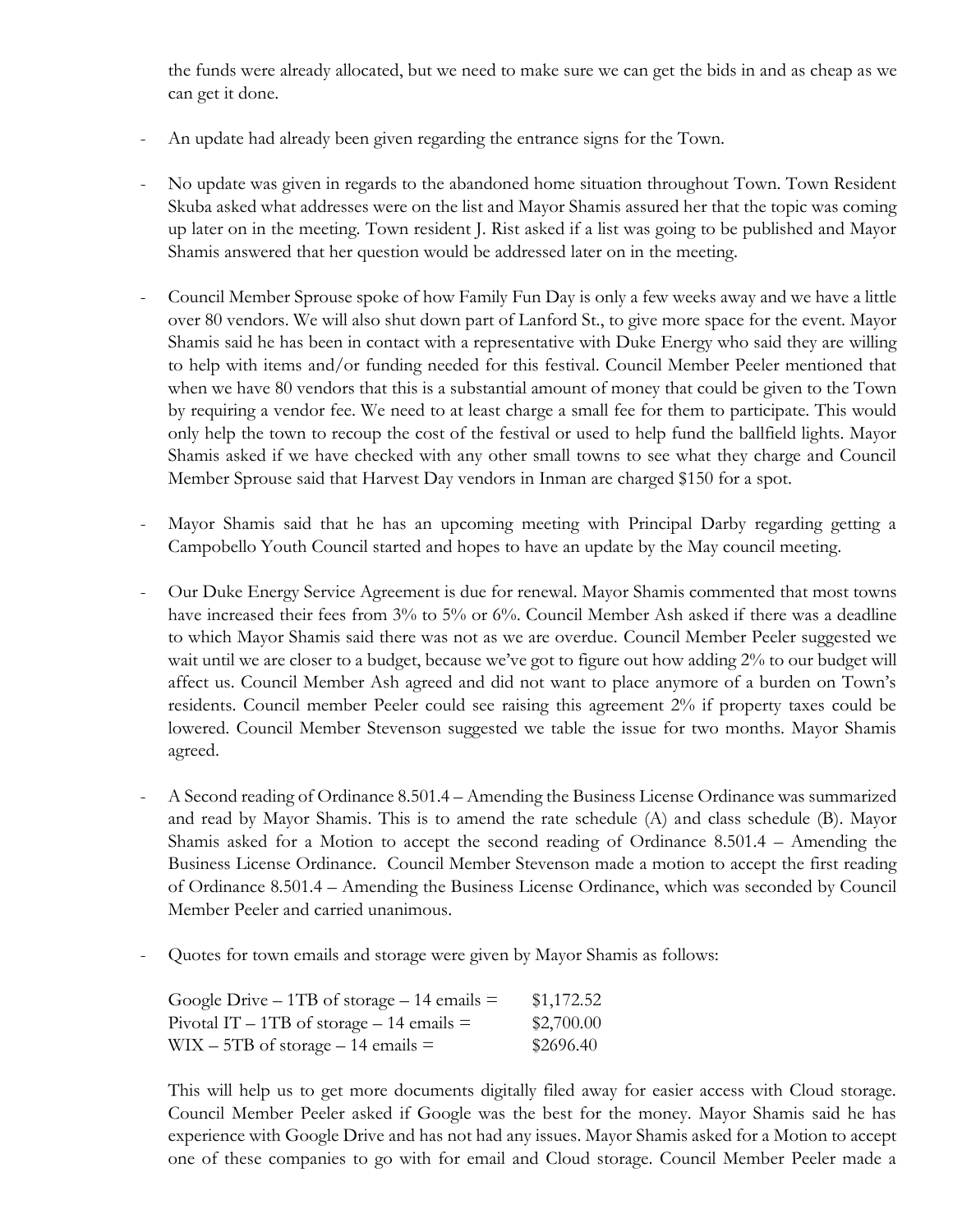the funds were already allocated, but we need to make sure we can get the bids in and as cheap as we can get it done.

- An update had already been given regarding the entrance signs for the Town.

- No update was given in regards to the abandoned home situation throughout Town. Town Resident Skuba asked what addresses were on the list and Mayor Shamis assured her that the topic was coming up later on in the meeting. Town resident J. Rist asked if a list was going to be published and Mayor Shamis answered that her question would be addressed later on in the meeting.

- Council Member Sprouse spoke of how Family Fun Day is only a few weeks away and we have a little over 80 vendors. We will also shut down part of Lanford St., to give more space for the event. Mayor Shamis said he has been in contact with a representative with Duke Energy who said they are willing to help with items and/or funding needed for this festival. Council Member Peeler mentioned that when we have 80 vendors that this is a substantial amount of money that could be given to the Town by requiring a vendor fee. We need to at least charge a small fee for them to participate. This would only help the town to recoup the cost of the festival or used to help fund the ballfield lights. Mayor Shamis asked if we have checked with any other small towns to see what they charge and Council Member Sprouse said that Harvest Day vendors in Inman are charged $150 for a spot.

- Mayor Shamis said that he has an upcoming meeting with Principal Darby regarding getting a Campobello Youth Council started and hopes to have an update by the May council meeting.

- Our Duke Energy Service Agreement is due for renewal. Mayor Shamis commented that most towns have increased their fees from 3% to 5% or 6%. Council Member Ash asked if there was a deadline to which Mayor Shamis said there was not as we are overdue. Council Member Peeler suggested we wait until we are closer to a budget, because we've got to figure out how adding 2% to our budget will affect us. Council Member Ash agreed and did not want to place anymore of a burden on Town's residents. Council member Peeler could see raising this agreement 2% if property taxes could be lowered. Council Member Stevenson suggested we table the issue for two months. Mayor Shamis agreed.

- A Second reading of Ordinance 8.501.4 – Amending the Business License Ordinance was summarized and read by Mayor Shamis. This is to amend the rate schedule (A) and class schedule (B). Mayor Shamis asked for a Motion to accept the second reading of Ordinance 8.501.4 – Amending the Business License Ordinance. Council Member Stevenson made a motion to accept the first reading of Ordinance 8.501.4 – Amending the Business License Ordinance, which was seconded by Council Member Peeler and carried unanimous.

- Quotes for town emails and storage were given by Mayor Shamis as follows:

  Google Drive – 1TB of storage – 14 emails = $1,172.52
  Pivotal IT – 1TB of storage – 14 emails = $2,700.00
  WIX – 5TB of storage – 14 emails = $2696.40

  This will help us to get more documents digitally filed away for easier access with Cloud storage. Council Member Peeler asked if Google was the best for the money. Mayor Shamis said he has experience with Google Drive and has not had any issues. Mayor Shamis asked for a Motion to accept one of these companies to go with for email and Cloud storage. Council Member Peeler made a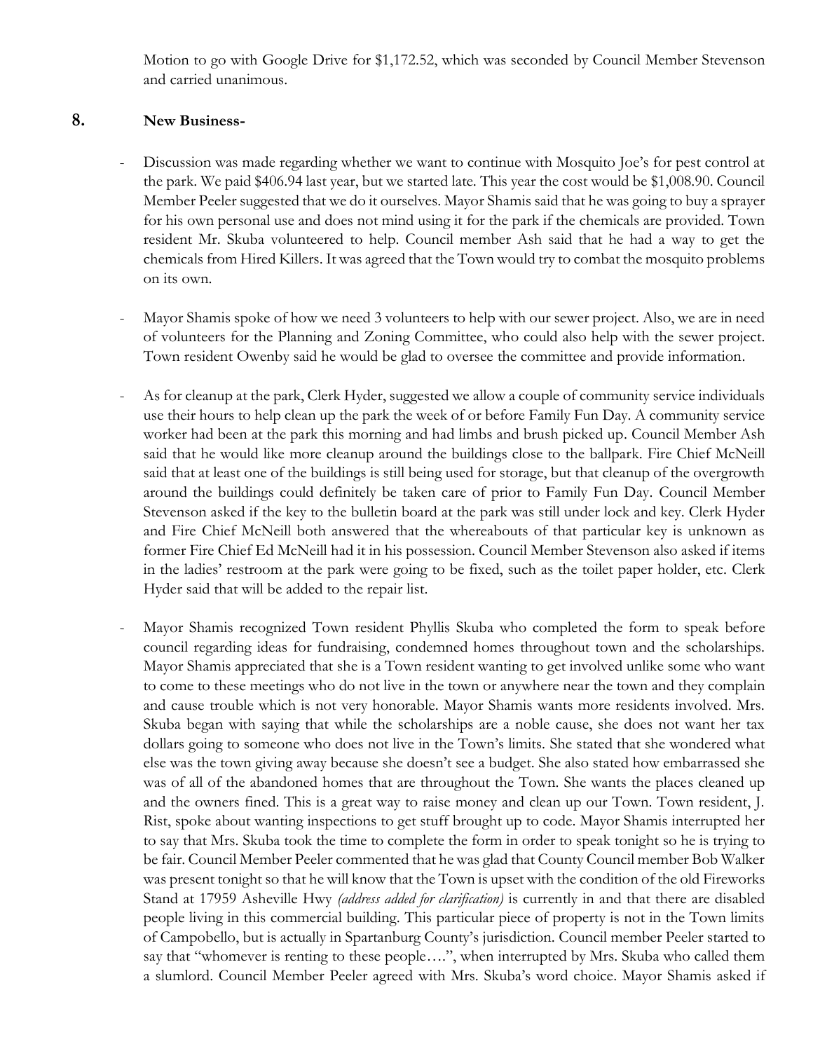Motion to go with Google Drive for $1,172.52, which was seconded by Council Member Stevenson and carried unanimous.

## 8. New Business-

- Discussion was made regarding whether we want to continue with Mosquito Joe's for pest control at the park. We paid $406.94 last year, but we started late. This year the cost would be $1,008.90. Council Member Peeler suggested that we do it ourselves. Mayor Shamis said that he was going to buy a sprayer for his own personal use and does not mind using it for the park if the chemicals are provided. Town resident Mr. Skuba volunteered to help. Council member Ash said that he had a way to get the chemicals from Hired Killers. It was agreed that the Town would try to combat the mosquito problems on its own.

- Mayor Shamis spoke of how we need 3 volunteers to help with our sewer project. Also, we are in need of volunteers for the Planning and Zoning Committee, who could also help with the sewer project. Town resident Owenby said he would be glad to oversee the committee and provide information.

- As for cleanup at the park, Clerk Hyder, suggested we allow a couple of community service individuals use their hours to help clean up the park the week of or before Family Fun Day. A community service worker had been at the park this morning and had limbs and brush picked up. Council Member Ash said that he would like more cleanup around the buildings close to the ballpark. Fire Chief McNeill said that at least one of the buildings is still being used for storage, but that cleanup of the overgrowth around the buildings could definitely be taken care of prior to Family Fun Day. Council Member Stevenson asked if the key to the bulletin board at the park was still under lock and key. Clerk Hyder and Fire Chief McNeill both answered that the whereabouts of that particular key is unknown as former Fire Chief Ed McNeill had it in his possession. Council Member Stevenson also asked if items in the ladies' restroom at the park were going to be fixed, such as the toilet paper holder, etc. Clerk Hyder said that will be added to the repair list.

- Mayor Shamis recognized Town resident Phyllis Skuba who completed the form to speak before council regarding ideas for fundraising, condemned homes throughout town and the scholarships. Mayor Shamis appreciated that she is a Town resident wanting to get involved unlike some who want to come to these meetings who do not live in the town or anywhere near the town and they complain and cause trouble which is not very honorable. Mayor Shamis wants more residents involved. Mrs. Skuba began with saying that while the scholarships are a noble cause, she does not want her tax dollars going to someone who does not live in the Town's limits. She stated that she wondered what else was the town giving away because she doesn't see a budget. She also stated how embarrassed she was of all of the abandoned homes that are throughout the Town. She wants the places cleaned up and the owners fined. This is a great way to raise money and clean up our Town. Town resident, J. Rist, spoke about wanting inspections to get stuff brought up to code. Mayor Shamis interrupted her to say that Mrs. Skuba took the time to complete the form in order to speak tonight so he is trying to be fair. Council Member Peeler commented that he was glad that County Council member Bob Walker was present tonight so that he will know that the Town is upset with the condition of the old Fireworks Stand at 17959 Asheville Hwy *(address added for clarification)* is currently in and that there are disabled people living in this commercial building. This particular piece of property is not in the Town limits of Campobello, but is actually in Spartanburg County's jurisdiction. Council member Peeler started to say that "whomever is renting to these people….", when interrupted by Mrs. Skuba who called them a slumlord. Council Member Peeler agreed with Mrs. Skuba's word choice. Mayor Shamis asked if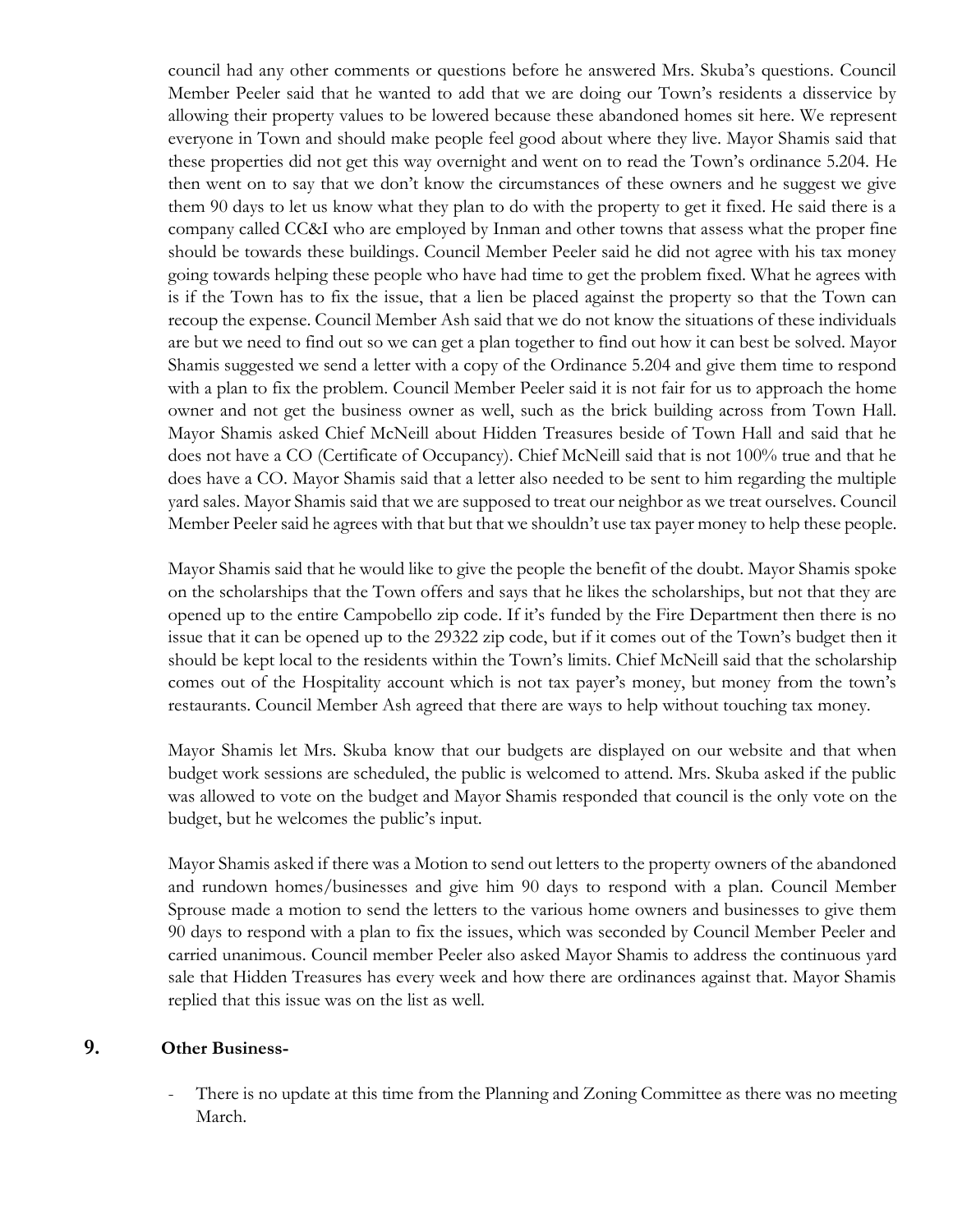council had any other comments or questions before he answered Mrs. Skuba's questions. Council Member Peeler said that he wanted to add that we are doing our Town's residents a disservice by allowing their property values to be lowered because these abandoned homes sit here. We represent everyone in Town and should make people feel good about where they live. Mayor Shamis said that these properties did not get this way overnight and went on to read the Town's ordinance 5.204. He then went on to say that we don't know the circumstances of these owners and he suggest we give them 90 days to let us know what they plan to do with the property to get it fixed. He said there is a company called CC&I who are employed by Inman and other towns that assess what the proper fine should be towards these buildings. Council Member Peeler said he did not agree with his tax money going towards helping these people who have had time to get the problem fixed. What he agrees with is if the Town has to fix the issue, that a lien be placed against the property so that the Town can recoup the expense. Council Member Ash said that we do not know the situations of these individuals are but we need to find out so we can get a plan together to find out how it can best be solved. Mayor Shamis suggested we send a letter with a copy of the Ordinance 5.204 and give them time to respond with a plan to fix the problem. Council Member Peeler said it is not fair for us to approach the home owner and not get the business owner as well, such as the brick building across from Town Hall. Mayor Shamis asked Chief McNeill about Hidden Treasures beside of Town Hall and said that he does not have a CO (Certificate of Occupancy). Chief McNeill said that is not 100% true and that he does have a CO. Mayor Shamis said that a letter also needed to be sent to him regarding the multiple yard sales. Mayor Shamis said that we are supposed to treat our neighbor as we treat ourselves. Council Member Peeler said he agrees with that but that we shouldn't use tax payer money to help these people.

Mayor Shamis said that he would like to give the people the benefit of the doubt. Mayor Shamis spoke on the scholarships that the Town offers and says that he likes the scholarships, but not that they are opened up to the entire Campobello zip code. If it's funded by the Fire Department then there is no issue that it can be opened up to the 29322 zip code, but if it comes out of the Town's budget then it should be kept local to the residents within the Town's limits. Chief McNeill said that the scholarship comes out of the Hospitality account which is not tax payer's money, but money from the town's restaurants. Council Member Ash agreed that there are ways to help without touching tax money.

Mayor Shamis let Mrs. Skuba know that our budgets are displayed on our website and that when budget work sessions are scheduled, the public is welcomed to attend. Mrs. Skuba asked if the public was allowed to vote on the budget and Mayor Shamis responded that council is the only vote on the budget, but he welcomes the public's input.

Mayor Shamis asked if there was a Motion to send out letters to the property owners of the abandoned and rundown homes/businesses and give him 90 days to respond with a plan. Council Member Sprouse made a motion to send the letters to the various home owners and businesses to give them 90 days to respond with a plan to fix the issues, which was seconded by Council Member Peeler and carried unanimous. Council member Peeler also asked Mayor Shamis to address the continuous yard sale that Hidden Treasures has every week and how there are ordinances against that. Mayor Shamis replied that this issue was on the list as well.

## 9. Other Business-

- There is no update at this time from the Planning and Zoning Committee as there was no meeting March.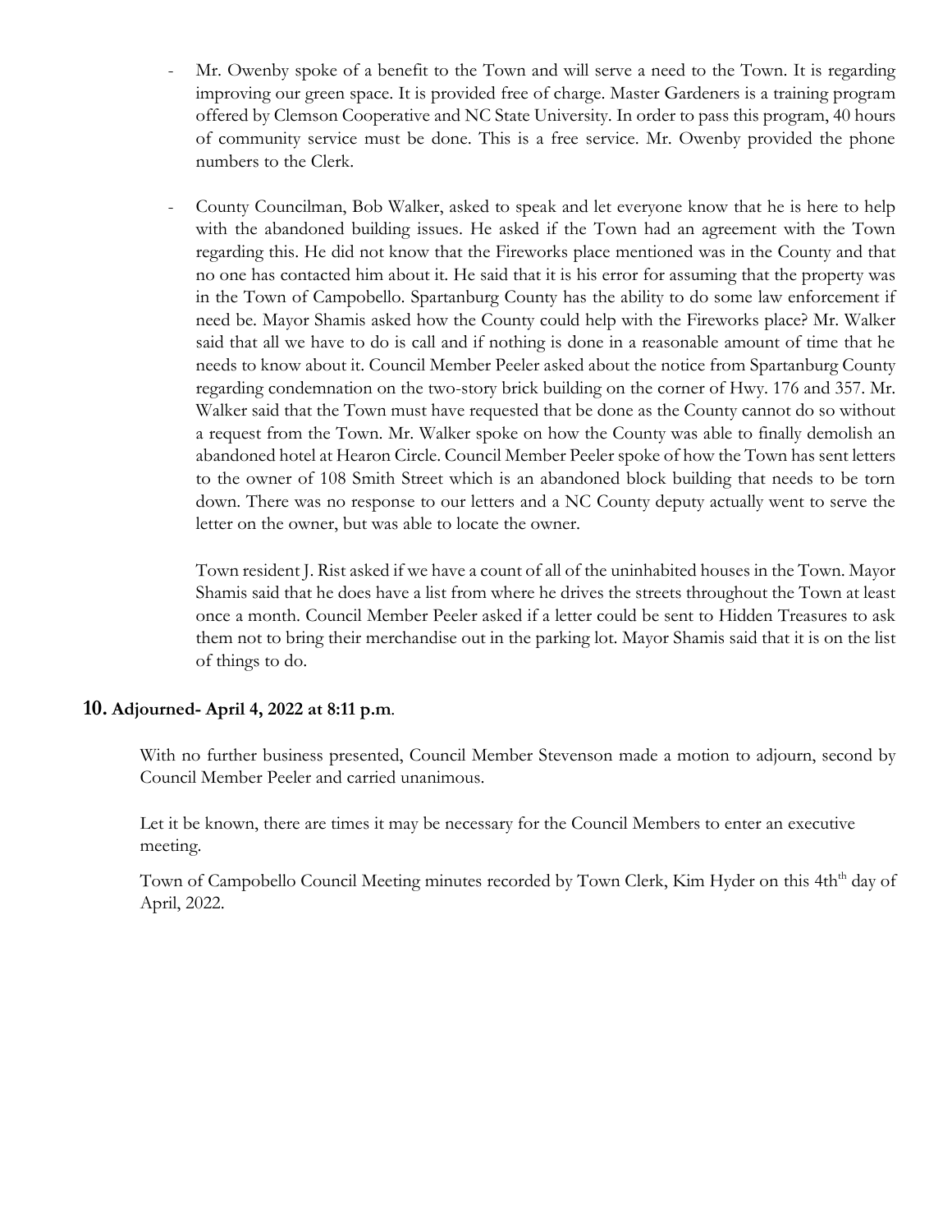- Mr. Owenby spoke of a benefit to the Town and will serve a need to the Town. It is regarding improving our green space. It is provided free of charge. Master Gardeners is a training program offered by Clemson Cooperative and NC State University. In order to pass this program, 40 hours of community service must be done. This is a free service. Mr. Owenby provided the phone numbers to the Clerk.

- County Councilman, Bob Walker, asked to speak and let everyone know that he is here to help with the abandoned building issues. He asked if the Town had an agreement with the Town regarding this. He did not know that the Fireworks place mentioned was in the County and that no one has contacted him about it. He said that it is his error for assuming that the property was in the Town of Campobello. Spartanburg County has the ability to do some law enforcement if need be. Mayor Shamis asked how the County could help with the Fireworks place? Mr. Walker said that all we have to do is call and if nothing is done in a reasonable amount of time that he needs to know about it. Council Member Peeler asked about the notice from Spartanburg County regarding condemnation on the two-story brick building on the corner of Hwy. 176 and 357. Mr. Walker said that the Town must have requested that be done as the County cannot do so without a request from the Town. Mr. Walker spoke on how the County was able to finally demolish an abandoned hotel at Hearon Circle. Council Member Peeler spoke of how the Town has sent letters to the owner of 108 Smith Street which is an abandoned block building that needs to be torn down. There was no response to our letters and a NC County deputy actually went to serve the letter on the owner, but was able to locate the owner.

  Town resident J. Rist asked if we have a count of all of the uninhabited houses in the Town. Mayor Shamis said that he does have a list from where he drives the streets throughout the Town at least once a month. Council Member Peeler asked if a letter could be sent to Hidden Treasures to ask them not to bring their merchandise out in the parking lot. Mayor Shamis said that it is on the list of things to do.

## 10. Adjourned- April 4, 2022 at 8:11 p.m.

With no further business presented, Council Member Stevenson made a motion to adjourn, second by Council Member Peeler and carried unanimous.

Let it be known, there are times it may be necessary for the Council Members to enter an executive meeting.

Town of Campobello Council Meeting minutes recorded by Town Clerk, Kim Hyder on this 4th day of April, 2022.